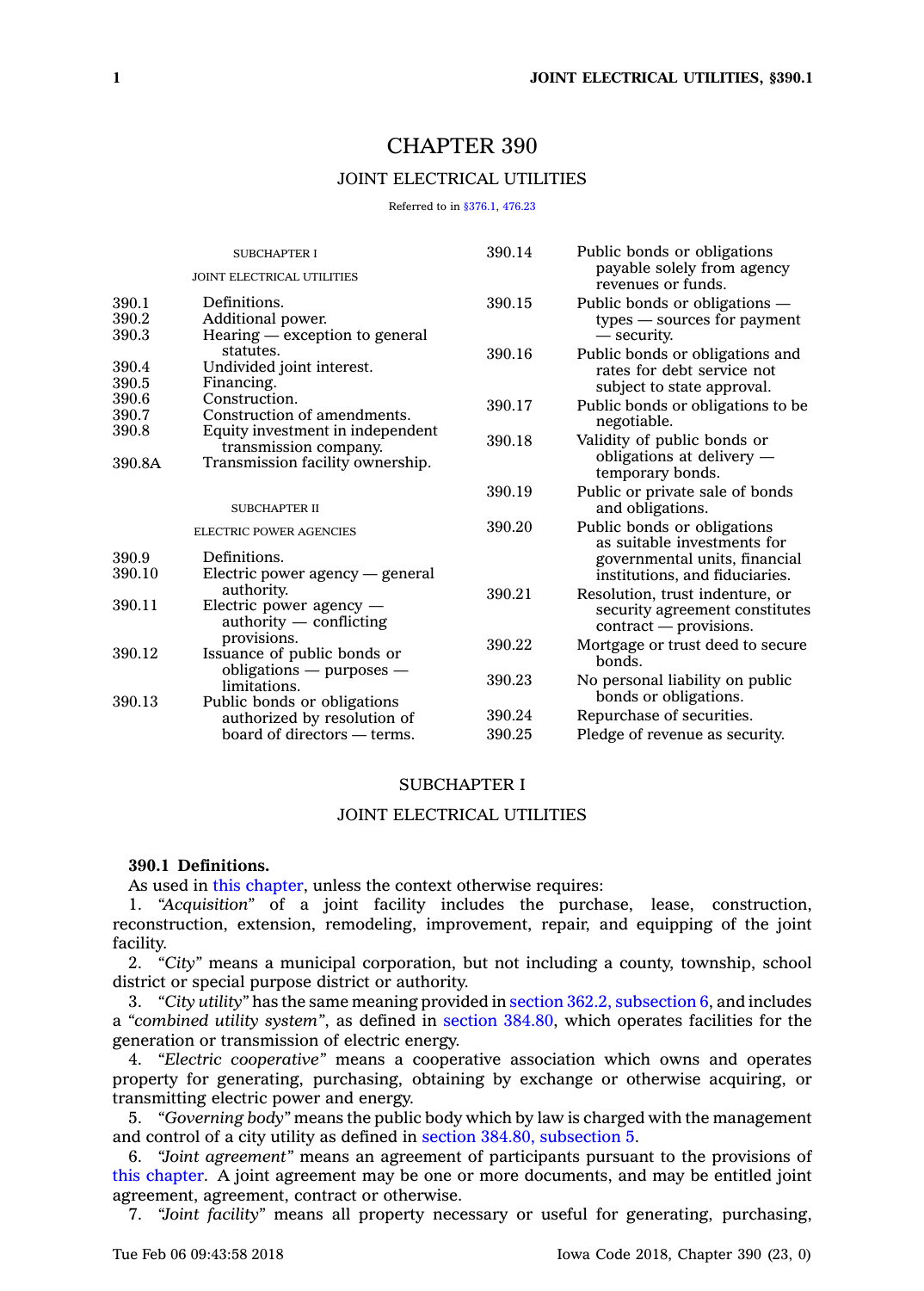# CHAPTER 390

## JOINT ELECTRICAL UTILITIES

Referred to in §376.1, 476.23

SUBCHAPTER I

JOINT ELECTRICAL UTILITIES

| | |
|---|---|
| 390.1 | Definitions. |
| 390.2 | Additional power. |
| 390.3 | Hearing — exception to general statutes. |
| 390.4 | Undivided joint interest. |
| 390.5 | Financing. |
| 390.6 | Construction. |
| 390.7 | Construction of amendments. |
| 390.8 | Equity investment in independent transmission company. |
| 390.8A | Transmission facility ownership. |

SUBCHAPTER II

ELECTRIC POWER AGENCIES

| | |
|---|---|
| 390.9 | Definitions. |
| 390.10 | Electric power agency — general authority. |
| 390.11 | Electric power agency — authority — conflicting provisions. |
| 390.12 | Issuance of public bonds or obligations — purposes — limitations. |
| 390.13 | Public bonds or obligations authorized by resolution of board of directors — terms. |
| 390.14 | Public bonds or obligations payable solely from agency revenues or funds. |
| 390.15 | Public bonds or obligations — types — sources for payment — security. |
| 390.16 | Public bonds or obligations and rates for debt service not subject to state approval. |
| 390.17 | Public bonds or obligations to be negotiable. |
| 390.18 | Validity of public bonds or obligations at delivery — temporary bonds. |
| 390.19 | Public or private sale of bonds and obligations. |
| 390.20 | Public bonds or obligations as suitable investments for governmental units, financial institutions, and fiduciaries. |
| 390.21 | Resolution, trust indenture, or security agreement constitutes contract — provisions. |
| 390.22 | Mortgage or trust deed to secure bonds. |
| 390.23 | No personal liability on public bonds or obligations. |
| 390.24 | Repurchase of securities. |
| 390.25 | Pledge of revenue as security. |

## SUBCHAPTER I

## JOINT ELECTRICAL UTILITIES

**390.1 Definitions.**

As used in this chapter, unless the context otherwise requires:

1. *"Acquisition"* of a joint facility includes the purchase, lease, construction, reconstruction, extension, remodeling, improvement, repair, and equipping of the joint facility.

2. *"City"* means a municipal corporation, but not including a county, township, school district or special purpose district or authority.

3. *"City utility"* has the same meaning provided in section 362.2, subsection 6, and includes a *"combined utility system"*, as defined in section 384.80, which operates facilities for the generation or transmission of electric energy.

4. *"Electric cooperative"* means a cooperative association which owns and operates property for generating, purchasing, obtaining by exchange or otherwise acquiring, or transmitting electric power and energy.

5. *"Governing body"* means the public body which by law is charged with the management and control of a city utility as defined in section 384.80, subsection 5.

6. *"Joint agreement"* means an agreement of participants pursuant to the provisions of this chapter. A joint agreement may be one or more documents, and may be entitled joint agreement, agreement, contract or otherwise.

7. *"Joint facility"* means all property necessary or useful for generating, purchasing,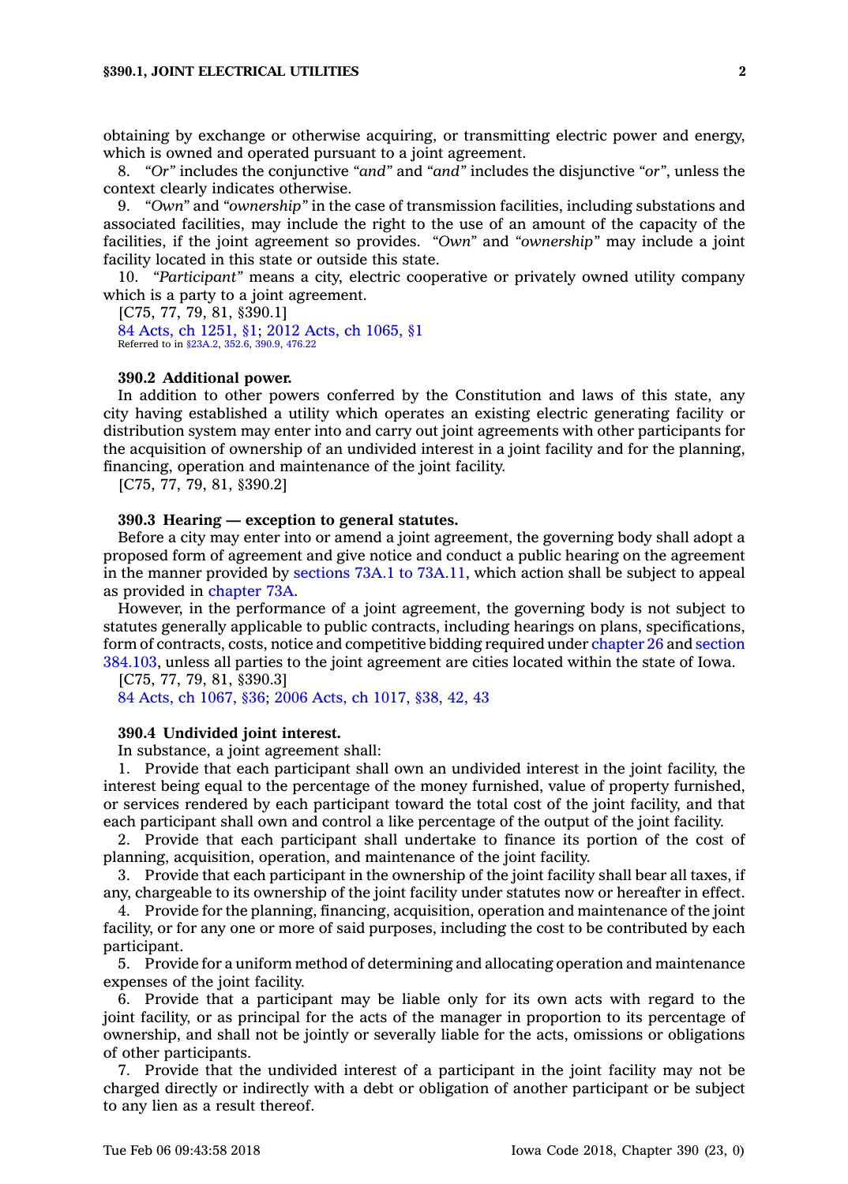obtaining by exchange or otherwise acquiring, or transmitting electric power and energy, which is owned and operated pursuant to a joint agreement.

8. *"Or"* includes the conjunctive *"and"* and *"and"* includes the disjunctive *"or"*, unless the context clearly indicates otherwise.

9. *"Own"* and *"ownership"* in the case of transmission facilities, including substations and associated facilities, may include the right to the use of an amount of the capacity of the facilities, if the joint agreement so provides. *"Own"* and *"ownership"* may include a joint facility located in this state or outside this state.

10. *"Participant"* means a city, electric cooperative or privately owned utility company which is a party to a joint agreement.

[C75, 77, 79, 81, §390.1]

84 Acts, ch 1251, §1; 2012 Acts, ch 1065, §1

Referred to in §23A.2, 352.6, 390.9, 476.22

**390.2 Additional power.**

In addition to other powers conferred by the Constitution and laws of this state, any city having established a utility which operates an existing electric generating facility or distribution system may enter into and carry out joint agreements with other participants for the acquisition of ownership of an undivided interest in a joint facility and for the planning, financing, operation and maintenance of the joint facility.

[C75, 77, 79, 81, §390.2]

**390.3 Hearing — exception to general statutes.**

Before a city may enter into or amend a joint agreement, the governing body shall adopt a proposed form of agreement and give notice and conduct a public hearing on the agreement in the manner provided by sections 73A.1 to 73A.11, which action shall be subject to appeal as provided in chapter 73A.

However, in the performance of a joint agreement, the governing body is not subject to statutes generally applicable to public contracts, including hearings on plans, specifications, form of contracts, costs, notice and competitive bidding required under chapter 26 and section 384.103, unless all parties to the joint agreement are cities located within the state of Iowa.

[C75, 77, 79, 81, §390.3]

84 Acts, ch 1067, §36; 2006 Acts, ch 1017, §38, 42, 43

**390.4 Undivided joint interest.**

In substance, a joint agreement shall:

1. Provide that each participant shall own an undivided interest in the joint facility, the interest being equal to the percentage of the money furnished, value of property furnished, or services rendered by each participant toward the total cost of the joint facility, and that each participant shall own and control a like percentage of the output of the joint facility.

2. Provide that each participant shall undertake to finance its portion of the cost of planning, acquisition, operation, and maintenance of the joint facility.

3. Provide that each participant in the ownership of the joint facility shall bear all taxes, if any, chargeable to its ownership of the joint facility under statutes now or hereafter in effect.

4. Provide for the planning, financing, acquisition, operation and maintenance of the joint facility, or for any one or more of said purposes, including the cost to be contributed by each participant.

5. Provide for a uniform method of determining and allocating operation and maintenance expenses of the joint facility.

6. Provide that a participant may be liable only for its own acts with regard to the joint facility, or as principal for the acts of the manager in proportion to its percentage of ownership, and shall not be jointly or severally liable for the acts, omissions or obligations of other participants.

7. Provide that the undivided interest of a participant in the joint facility may not be charged directly or indirectly with a debt or obligation of another participant or be subject to any lien as a result thereof.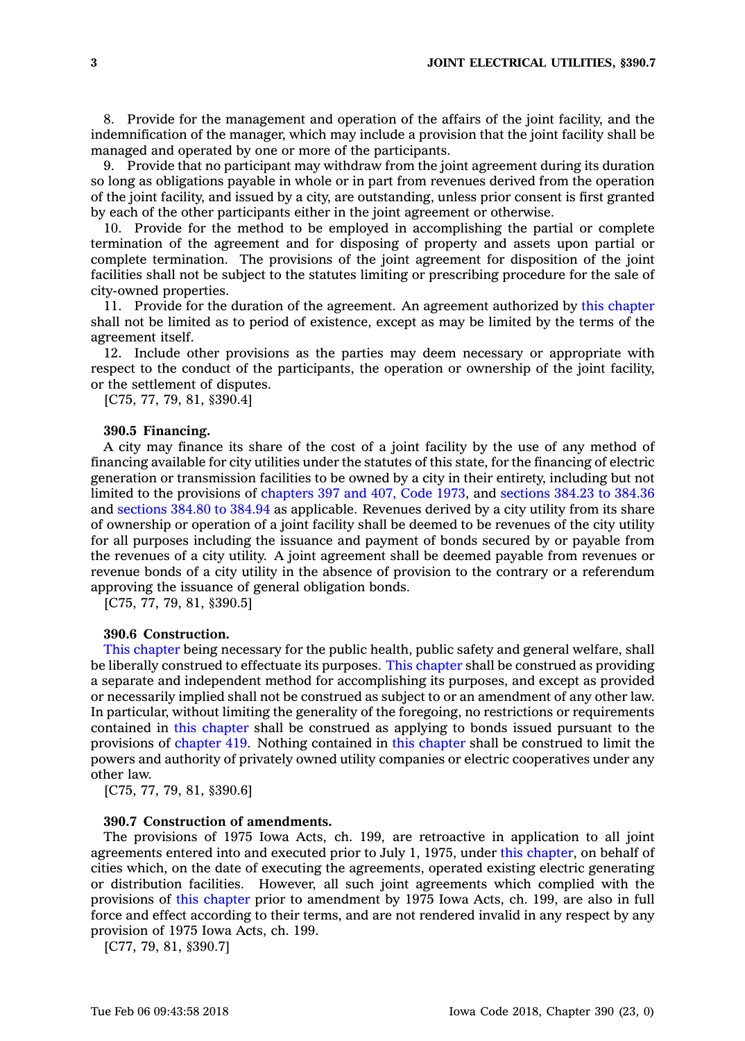8. Provide for the management and operation of the affairs of the joint facility, and the indemnification of the manager, which may include a provision that the joint facility shall be managed and operated by one or more of the participants.

9. Provide that no participant may withdraw from the joint agreement during its duration so long as obligations payable in whole or in part from revenues derived from the operation of the joint facility, and issued by a city, are outstanding, unless prior consent is first granted by each of the other participants either in the joint agreement or otherwise.

10. Provide for the method to be employed in accomplishing the partial or complete termination of the agreement and for disposing of property and assets upon partial or complete termination. The provisions of the joint agreement for disposition of the joint facilities shall not be subject to the statutes limiting or prescribing procedure for the sale of city-owned properties.

11. Provide for the duration of the agreement. An agreement authorized by this chapter shall not be limited as to period of existence, except as may be limited by the terms of the agreement itself.

12. Include other provisions as the parties may deem necessary or appropriate with respect to the conduct of the participants, the operation or ownership of the joint facility, or the settlement of disputes.

[C75, 77, 79, 81, §390.4]

**390.5 Financing.**

A city may finance its share of the cost of a joint facility by the use of any method of financing available for city utilities under the statutes of this state, for the financing of electric generation or transmission facilities to be owned by a city in their entirety, including but not limited to the provisions of chapters 397 and 407, Code 1973, and sections 384.23 to 384.36 and sections 384.80 to 384.94 as applicable. Revenues derived by a city utility from its share of ownership or operation of a joint facility shall be deemed to be revenues of the city utility for all purposes including the issuance and payment of bonds secured by or payable from the revenues of a city utility. A joint agreement shall be deemed payable from revenues or revenue bonds of a city utility in the absence of provision to the contrary or a referendum approving the issuance of general obligation bonds.

[C75, 77, 79, 81, §390.5]

**390.6 Construction.**

This chapter being necessary for the public health, public safety and general welfare, shall be liberally construed to effectuate its purposes. This chapter shall be construed as providing a separate and independent method for accomplishing its purposes, and except as provided or necessarily implied shall not be construed as subject to or an amendment of any other law. In particular, without limiting the generality of the foregoing, no restrictions or requirements contained in this chapter shall be construed as applying to bonds issued pursuant to the provisions of chapter 419. Nothing contained in this chapter shall be construed to limit the powers and authority of privately owned utility companies or electric cooperatives under any other law.

[C75, 77, 79, 81, §390.6]

**390.7 Construction of amendments.**

The provisions of 1975 Iowa Acts, ch. 199, are retroactive in application to all joint agreements entered into and executed prior to July 1, 1975, under this chapter, on behalf of cities which, on the date of executing the agreements, operated existing electric generating or distribution facilities. However, all such joint agreements which complied with the provisions of this chapter prior to amendment by 1975 Iowa Acts, ch. 199, are also in full force and effect according to their terms, and are not rendered invalid in any respect by any provision of 1975 Iowa Acts, ch. 199.

[C77, 79, 81, §390.7]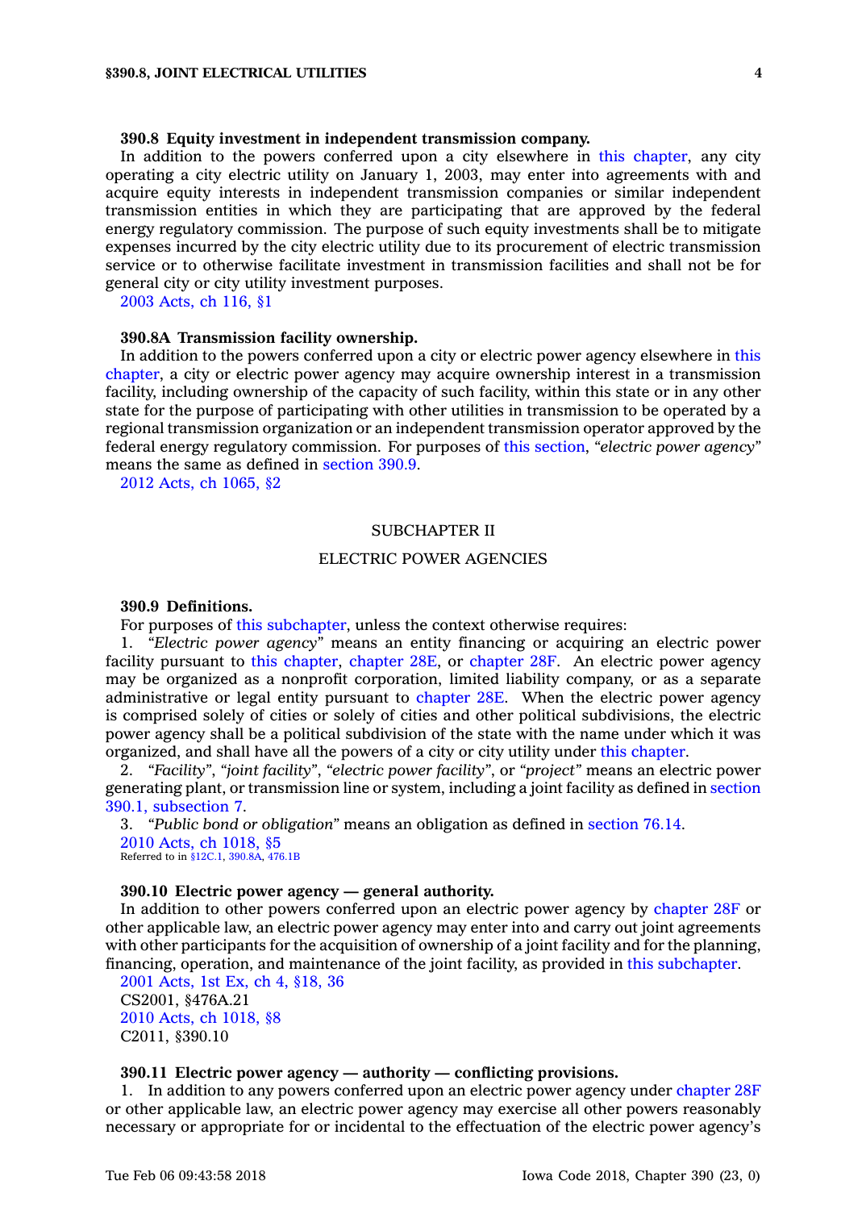**390.8 Equity investment in independent transmission company.**

In addition to the powers conferred upon a city elsewhere in this chapter, any city operating a city electric utility on January 1, 2003, may enter into agreements with and acquire equity interests in independent transmission companies or similar independent transmission entities in which they are participating that are approved by the federal energy regulatory commission. The purpose of such equity investments shall be to mitigate expenses incurred by the city electric utility due to its procurement of electric transmission service or to otherwise facilitate investment in transmission facilities and shall not be for general city or city utility investment purposes.

2003 Acts, ch 116, §1

**390.8A Transmission facility ownership.**

In addition to the powers conferred upon a city or electric power agency elsewhere in this chapter, a city or electric power agency may acquire ownership interest in a transmission facility, including ownership of the capacity of such facility, within this state or in any other state for the purpose of participating with other utilities in transmission to be operated by a regional transmission organization or an independent transmission operator approved by the federal energy regulatory commission. For purposes of this section, *"electric power agency"* means the same as defined in section 390.9.

2012 Acts, ch 1065, §2

SUBCHAPTER II

ELECTRIC POWER AGENCIES

**390.9 Definitions.**

For purposes of this subchapter, unless the context otherwise requires:

1. *"Electric power agency"* means an entity financing or acquiring an electric power facility pursuant to this chapter, chapter 28E, or chapter 28F. An electric power agency may be organized as a nonprofit corporation, limited liability company, or as a separate administrative or legal entity pursuant to chapter 28E. When the electric power agency is comprised solely of cities or solely of cities and other political subdivisions, the electric power agency shall be a political subdivision of the state with the name under which it was organized, and shall have all the powers of a city or city utility under this chapter.

2. *"Facility"*, *"joint facility"*, *"electric power facility"*, or *"project"* means an electric power generating plant, or transmission line or system, including a joint facility as defined in section 390.1, subsection 7.

3. *"Public bond or obligation"* means an obligation as defined in section 76.14.

2010 Acts, ch 1018, §5

Referred to in §12C.1, 390.8A, 476.1B

**390.10 Electric power agency — general authority.**

In addition to other powers conferred upon an electric power agency by chapter 28F or other applicable law, an electric power agency may enter into and carry out joint agreements with other participants for the acquisition of ownership of a joint facility and for the planning, financing, operation, and maintenance of the joint facility, as provided in this subchapter.

2001 Acts, 1st Ex, ch 4, §18, 36

CS2001, §476A.21

2010 Acts, ch 1018, §8

C2011, §390.10

**390.11 Electric power agency — authority — conflicting provisions.**

1. In addition to any powers conferred upon an electric power agency under chapter 28F or other applicable law, an electric power agency may exercise all other powers reasonably necessary or appropriate for or incidental to the effectuation of the electric power agency's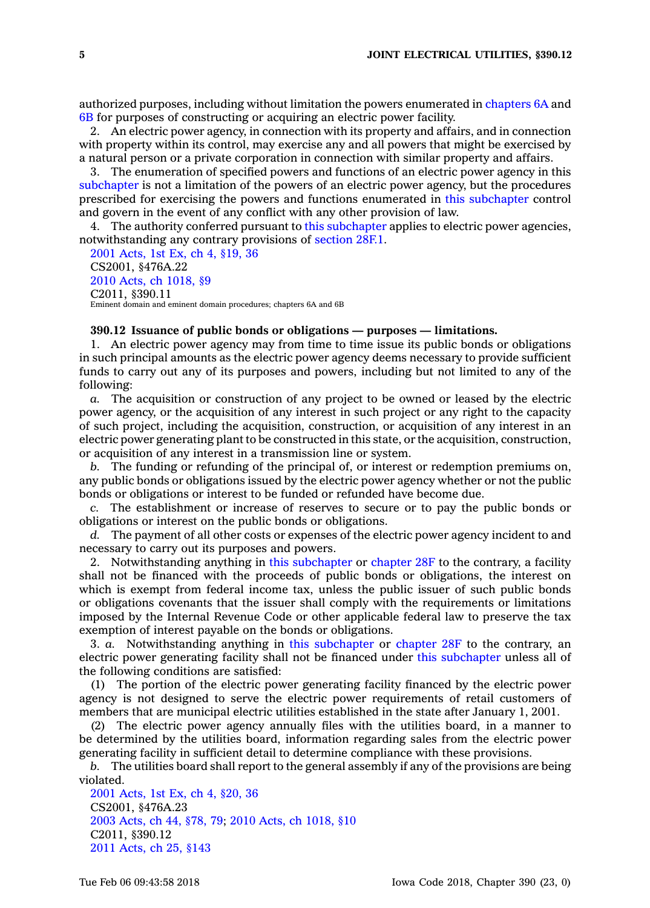authorized purposes, including without limitation the powers enumerated in chapters 6A and 6B for purposes of constructing or acquiring an electric power facility.

2. An electric power agency, in connection with its property and affairs, and in connection with property within its control, may exercise any and all powers that might be exercised by a natural person or a private corporation in connection with similar property and affairs.

3. The enumeration of specified powers and functions of an electric power agency in this subchapter is not a limitation of the powers of an electric power agency, but the procedures prescribed for exercising the powers and functions enumerated in this subchapter control and govern in the event of any conflict with any other provision of law.

4. The authority conferred pursuant to this subchapter applies to electric power agencies, notwithstanding any contrary provisions of section 28F.1.

2001 Acts, 1st Ex, ch 4, §19, 36
CS2001, §476A.22
2010 Acts, ch 1018, §9
C2011, §390.11
Eminent domain and eminent domain procedures; chapters 6A and 6B

**390.12 Issuance of public bonds or obligations — purposes — limitations.**

1. An electric power agency may from time to time issue its public bonds or obligations in such principal amounts as the electric power agency deems necessary to provide sufficient funds to carry out any of its purposes and powers, including but not limited to any of the following:

*a.* The acquisition or construction of any project to be owned or leased by the electric power agency, or the acquisition of any interest in such project or any right to the capacity of such project, including the acquisition, construction, or acquisition of any interest in an electric power generating plant to be constructed in this state, or the acquisition, construction, or acquisition of any interest in a transmission line or system.

*b.* The funding or refunding of the principal of, or interest or redemption premiums on, any public bonds or obligations issued by the electric power agency whether or not the public bonds or obligations or interest to be funded or refunded have become due.

*c.* The establishment or increase of reserves to secure or to pay the public bonds or obligations or interest on the public bonds or obligations.

*d.* The payment of all other costs or expenses of the electric power agency incident to and necessary to carry out its purposes and powers.

2. Notwithstanding anything in this subchapter or chapter 28F to the contrary, a facility shall not be financed with the proceeds of public bonds or obligations, the interest on which is exempt from federal income tax, unless the public issuer of such public bonds or obligations covenants that the issuer shall comply with the requirements or limitations imposed by the Internal Revenue Code or other applicable federal law to preserve the tax exemption of interest payable on the bonds or obligations.

3. *a.* Notwithstanding anything in this subchapter or chapter 28F to the contrary, an electric power generating facility shall not be financed under this subchapter unless all of the following conditions are satisfied:

(1) The portion of the electric power generating facility financed by the electric power agency is not designed to serve the electric power requirements of retail customers of members that are municipal electric utilities established in the state after January 1, 2001.

(2) The electric power agency annually files with the utilities board, in a manner to be determined by the utilities board, information regarding sales from the electric power generating facility in sufficient detail to determine compliance with these provisions.

*b.* The utilities board shall report to the general assembly if any of the provisions are being violated.

2001 Acts, 1st Ex, ch 4, §20, 36
CS2001, §476A.23
2003 Acts, ch 44, §78, 79; 2010 Acts, ch 1018, §10
C2011, §390.12
2011 Acts, ch 25, §143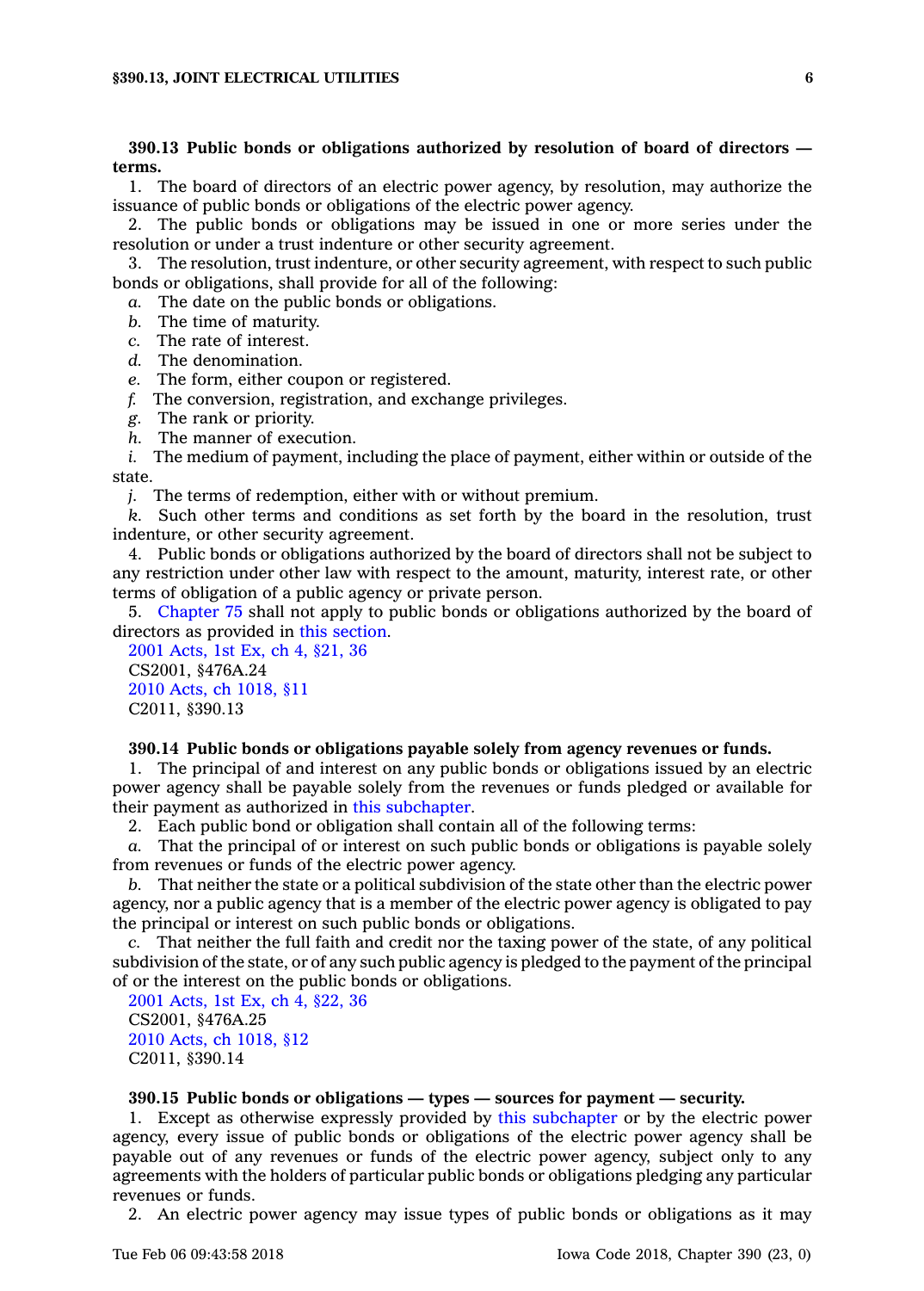**390.13 Public bonds or obligations authorized by resolution of board of directors — terms.**

1. The board of directors of an electric power agency, by resolution, may authorize the issuance of public bonds or obligations of the electric power agency.

2. The public bonds or obligations may be issued in one or more series under the resolution or under a trust indenture or other security agreement.

3. The resolution, trust indenture, or other security agreement, with respect to such public bonds or obligations, shall provide for all of the following:

*a.* The date on the public bonds or obligations.

*b.* The time of maturity.

*c.* The rate of interest.

*d.* The denomination.

*e.* The form, either coupon or registered.

*f.* The conversion, registration, and exchange privileges.

*g.* The rank or priority.

*h.* The manner of execution.

*i.* The medium of payment, including the place of payment, either within or outside of the state.

*j.* The terms of redemption, either with or without premium.

*k.* Such other terms and conditions as set forth by the board in the resolution, trust indenture, or other security agreement.

4. Public bonds or obligations authorized by the board of directors shall not be subject to any restriction under other law with respect to the amount, maturity, interest rate, or other terms of obligation of a public agency or private person.

5. Chapter 75 shall not apply to public bonds or obligations authorized by the board of directors as provided in this section.

2001 Acts, 1st Ex, ch 4, §21, 36
CS2001, §476A.24
2010 Acts, ch 1018, §11
C2011, §390.13

**390.14 Public bonds or obligations payable solely from agency revenues or funds.**

1. The principal of and interest on any public bonds or obligations issued by an electric power agency shall be payable solely from the revenues or funds pledged or available for their payment as authorized in this subchapter.

2. Each public bond or obligation shall contain all of the following terms:

*a.* That the principal of or interest on such public bonds or obligations is payable solely from revenues or funds of the electric power agency.

*b.* That neither the state or a political subdivision of the state other than the electric power agency, nor a public agency that is a member of the electric power agency is obligated to pay the principal or interest on such public bonds or obligations.

*c.* That neither the full faith and credit nor the taxing power of the state, of any political subdivision of the state, or of any such public agency is pledged to the payment of the principal of or the interest on the public bonds or obligations.

2001 Acts, 1st Ex, ch 4, §22, 36
CS2001, §476A.25
2010 Acts, ch 1018, §12
C2011, §390.14

**390.15 Public bonds or obligations — types — sources for payment — security.**

1. Except as otherwise expressly provided by this subchapter or by the electric power agency, every issue of public bonds or obligations of the electric power agency shall be payable out of any revenues or funds of the electric power agency, subject only to any agreements with the holders of particular public bonds or obligations pledging any particular revenues or funds.

2. An electric power agency may issue types of public bonds or obligations as it may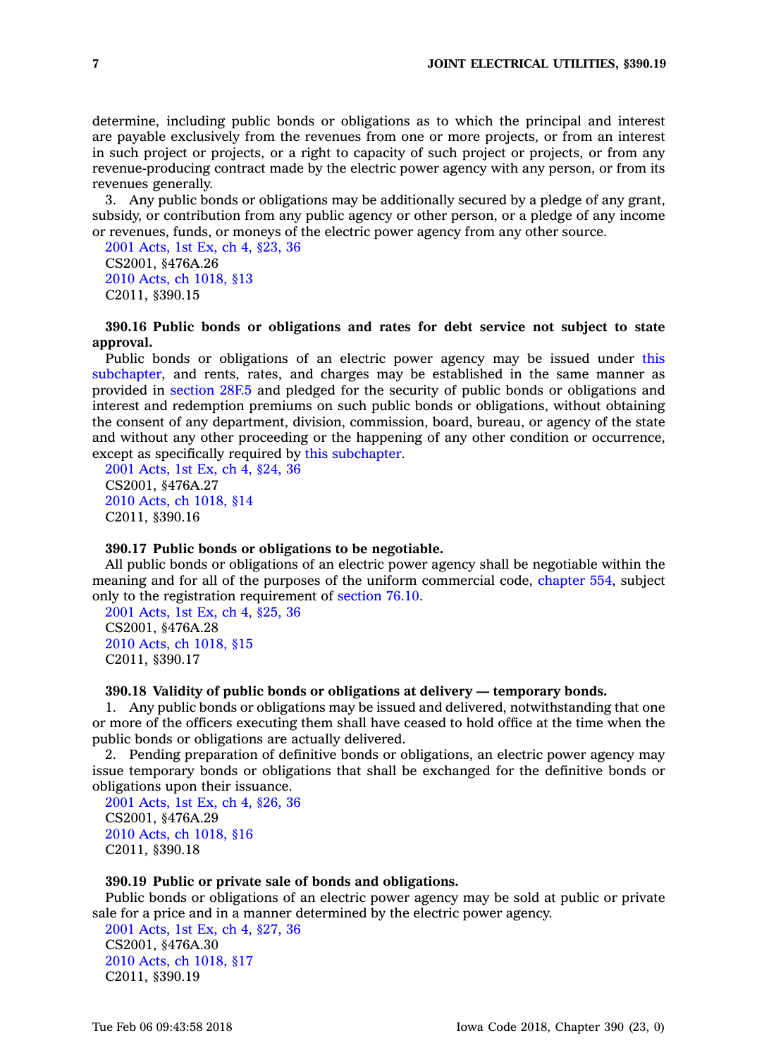determine, including public bonds or obligations as to which the principal and interest are payable exclusively from the revenues from one or more projects, or from an interest in such project or projects, or a right to capacity of such project or projects, or from any revenue-producing contract made by the electric power agency with any person, or from its revenues generally.

3. Any public bonds or obligations may be additionally secured by a pledge of any grant, subsidy, or contribution from any public agency or other person, or a pledge of any income or revenues, funds, or moneys of the electric power agency from any other source.

2001 Acts, 1st Ex, ch 4, §23, 36
CS2001, §476A.26
2010 Acts, ch 1018, §13
C2011, §390.15

**390.16 Public bonds or obligations and rates for debt service not subject to state approval.**

Public bonds or obligations of an electric power agency may be issued under this subchapter, and rents, rates, and charges may be established in the same manner as provided in section 28F.5 and pledged for the security of public bonds or obligations and interest and redemption premiums on such public bonds or obligations, without obtaining the consent of any department, division, commission, board, bureau, or agency of the state and without any other proceeding or the happening of any other condition or occurrence, except as specifically required by this subchapter.

2001 Acts, 1st Ex, ch 4, §24, 36
CS2001, §476A.27
2010 Acts, ch 1018, §14
C2011, §390.16

**390.17 Public bonds or obligations to be negotiable.**

All public bonds or obligations of an electric power agency shall be negotiable within the meaning and for all of the purposes of the uniform commercial code, chapter 554, subject only to the registration requirement of section 76.10.

2001 Acts, 1st Ex, ch 4, §25, 36
CS2001, §476A.28
2010 Acts, ch 1018, §15
C2011, §390.17

**390.18 Validity of public bonds or obligations at delivery — temporary bonds.**

1. Any public bonds or obligations may be issued and delivered, notwithstanding that one or more of the officers executing them shall have ceased to hold office at the time when the public bonds or obligations are actually delivered.

2. Pending preparation of definitive bonds or obligations, an electric power agency may issue temporary bonds or obligations that shall be exchanged for the definitive bonds or obligations upon their issuance.

2001 Acts, 1st Ex, ch 4, §26, 36
CS2001, §476A.29
2010 Acts, ch 1018, §16
C2011, §390.18

**390.19 Public or private sale of bonds and obligations.**

Public bonds or obligations of an electric power agency may be sold at public or private sale for a price and in a manner determined by the electric power agency.

2001 Acts, 1st Ex, ch 4, §27, 36
CS2001, §476A.30
2010 Acts, ch 1018, §17
C2011, §390.19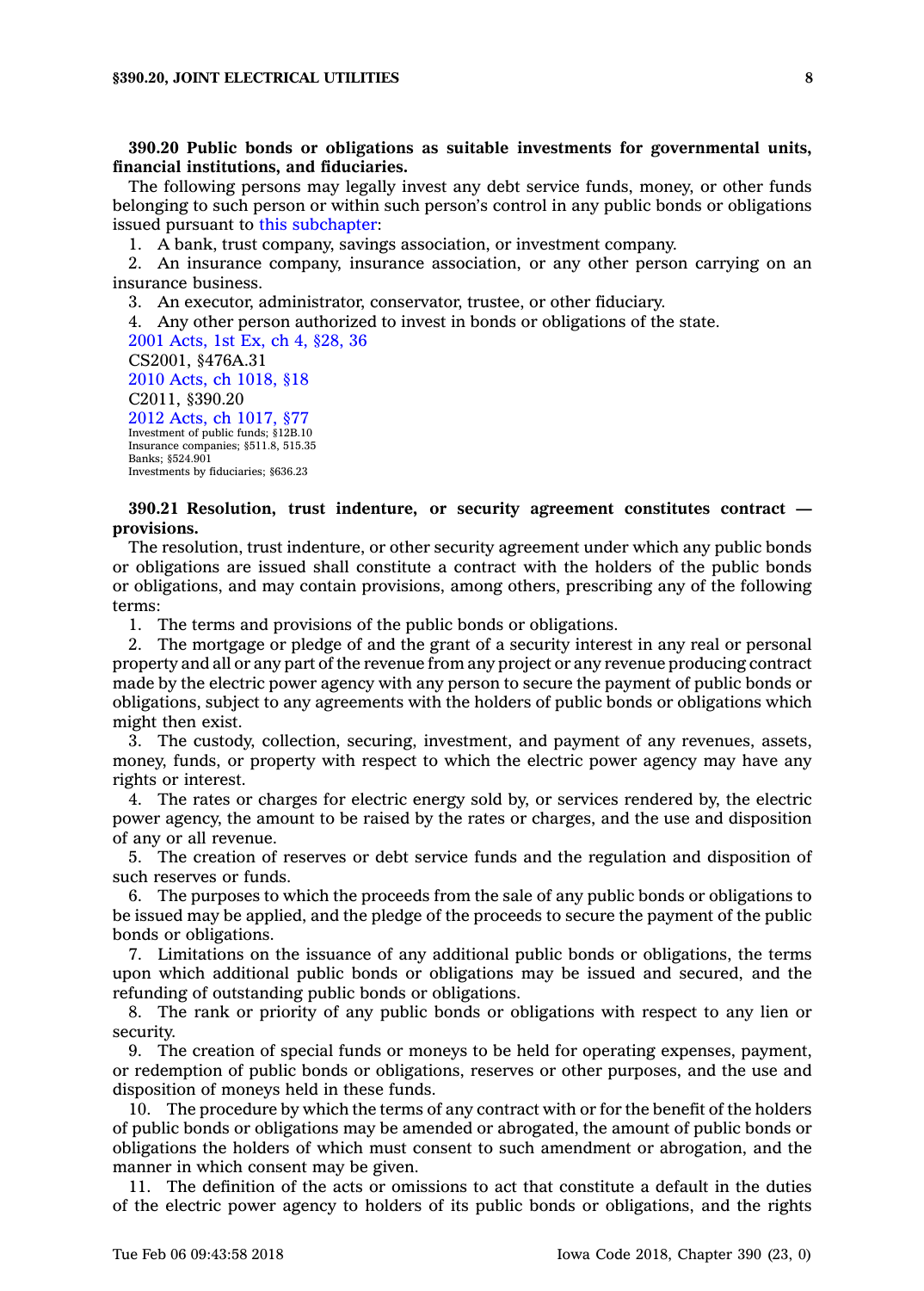**390.20 Public bonds or obligations as suitable investments for governmental units, financial institutions, and fiduciaries.**

The following persons may legally invest any debt service funds, money, or other funds belonging to such person or within such person's control in any public bonds or obligations issued pursuant to this subchapter:

1. A bank, trust company, savings association, or investment company.
2. An insurance company, insurance association, or any other person carrying on an insurance business.
3. An executor, administrator, conservator, trustee, or other fiduciary.
4. Any other person authorized to invest in bonds or obligations of the state.

2001 Acts, 1st Ex, ch 4, §28, 36
CS2001, §476A.31
2010 Acts, ch 1018, §18
C2011, §390.20
2012 Acts, ch 1017, §77
Investment of public funds; §12B.10
Insurance companies; §511.8, 515.35
Banks; §524.901
Investments by fiduciaries; §636.23

**390.21 Resolution, trust indenture, or security agreement constitutes contract — provisions.**

The resolution, trust indenture, or other security agreement under which any public bonds or obligations are issued shall constitute a contract with the holders of the public bonds or obligations, and may contain provisions, among others, prescribing any of the following terms:

1. The terms and provisions of the public bonds or obligations.
2. The mortgage or pledge of and the grant of a security interest in any real or personal property and all or any part of the revenue from any project or any revenue producing contract made by the electric power agency with any person to secure the payment of public bonds or obligations, subject to any agreements with the holders of public bonds or obligations which might then exist.
3. The custody, collection, securing, investment, and payment of any revenues, assets, money, funds, or property with respect to which the electric power agency may have any rights or interest.
4. The rates or charges for electric energy sold by, or services rendered by, the electric power agency, the amount to be raised by the rates or charges, and the use and disposition of any or all revenue.
5. The creation of reserves or debt service funds and the regulation and disposition of such reserves or funds.
6. The purposes to which the proceeds from the sale of any public bonds or obligations to be issued may be applied, and the pledge of the proceeds to secure the payment of the public bonds or obligations.
7. Limitations on the issuance of any additional public bonds or obligations, the terms upon which additional public bonds or obligations may be issued and secured, and the refunding of outstanding public bonds or obligations.
8. The rank or priority of any public bonds or obligations with respect to any lien or security.
9. The creation of special funds or moneys to be held for operating expenses, payment, or redemption of public bonds or obligations, reserves or other purposes, and the use and disposition of moneys held in these funds.
10. The procedure by which the terms of any contract with or for the benefit of the holders of public bonds or obligations may be amended or abrogated, the amount of public bonds or obligations the holders of which must consent to such amendment or abrogation, and the manner in which consent may be given.
11. The definition of the acts or omissions to act that constitute a default in the duties of the electric power agency to holders of its public bonds or obligations, and the rights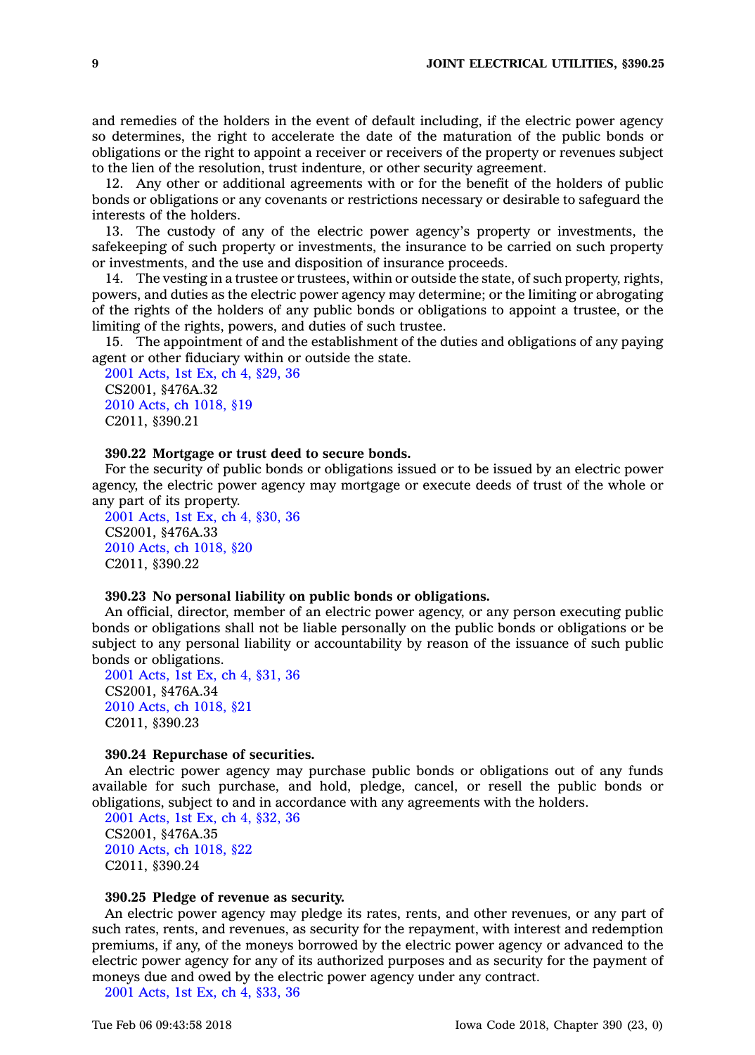and remedies of the holders in the event of default including, if the electric power agency so determines, the right to accelerate the date of the maturation of the public bonds or obligations or the right to appoint a receiver or receivers of the property or revenues subject to the lien of the resolution, trust indenture, or other security agreement.

12. Any other or additional agreements with or for the benefit of the holders of public bonds or obligations or any covenants or restrictions necessary or desirable to safeguard the interests of the holders.

13. The custody of any of the electric power agency's property or investments, the safekeeping of such property or investments, the insurance to be carried on such property or investments, and the use and disposition of insurance proceeds.

14. The vesting in a trustee or trustees, within or outside the state, of such property, rights, powers, and duties as the electric power agency may determine; or the limiting or abrogating of the rights of the holders of any public bonds or obligations to appoint a trustee, or the limiting of the rights, powers, and duties of such trustee.

15. The appointment of and the establishment of the duties and obligations of any paying agent or other fiduciary within or outside the state.

2001 Acts, 1st Ex, ch 4, §29, 36
CS2001, §476A.32
2010 Acts, ch 1018, §19
C2011, §390.21

**390.22 Mortgage or trust deed to secure bonds.**

For the security of public bonds or obligations issued or to be issued by an electric power agency, the electric power agency may mortgage or execute deeds of trust of the whole or any part of its property.

2001 Acts, 1st Ex, ch 4, §30, 36
CS2001, §476A.33
2010 Acts, ch 1018, §20
C2011, §390.22

**390.23 No personal liability on public bonds or obligations.**

An official, director, member of an electric power agency, or any person executing public bonds or obligations shall not be liable personally on the public bonds or obligations or be subject to any personal liability or accountability by reason of the issuance of such public bonds or obligations.

2001 Acts, 1st Ex, ch 4, §31, 36
CS2001, §476A.34
2010 Acts, ch 1018, §21
C2011, §390.23

**390.24 Repurchase of securities.**

An electric power agency may purchase public bonds or obligations out of any funds available for such purchase, and hold, pledge, cancel, or resell the public bonds or obligations, subject to and in accordance with any agreements with the holders.

2001 Acts, 1st Ex, ch 4, §32, 36
CS2001, §476A.35
2010 Acts, ch 1018, §22
C2011, §390.24

**390.25 Pledge of revenue as security.**

An electric power agency may pledge its rates, rents, and other revenues, or any part of such rates, rents, and revenues, as security for the repayment, with interest and redemption premiums, if any, of the moneys borrowed by the electric power agency or advanced to the electric power agency for any of its authorized purposes and as security for the payment of moneys due and owed by the electric power agency under any contract.

2001 Acts, 1st Ex, ch 4, §33, 36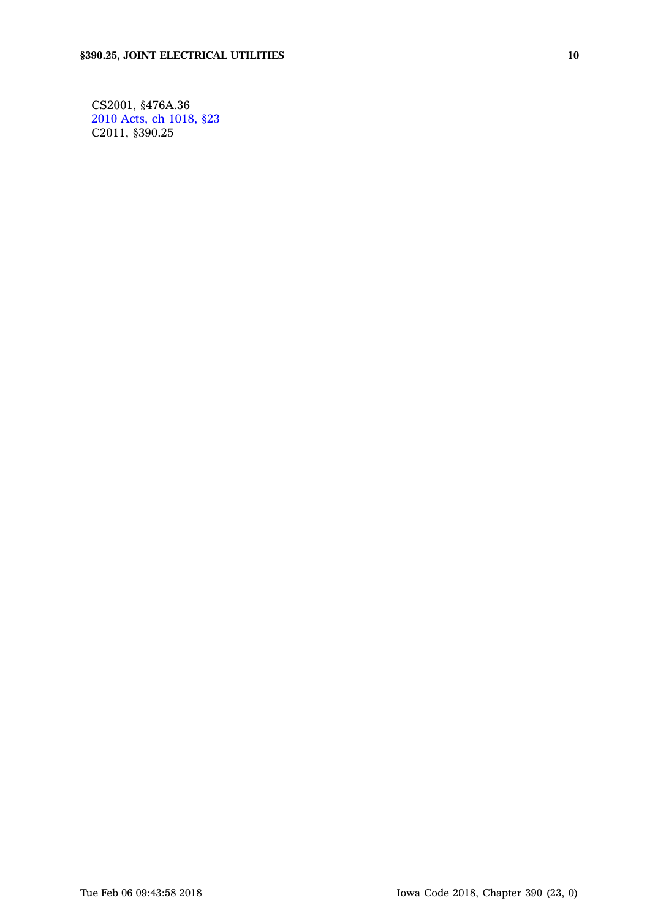CS2001, §476A.36
2010 Acts, ch 1018, §23
C2011, §390.25